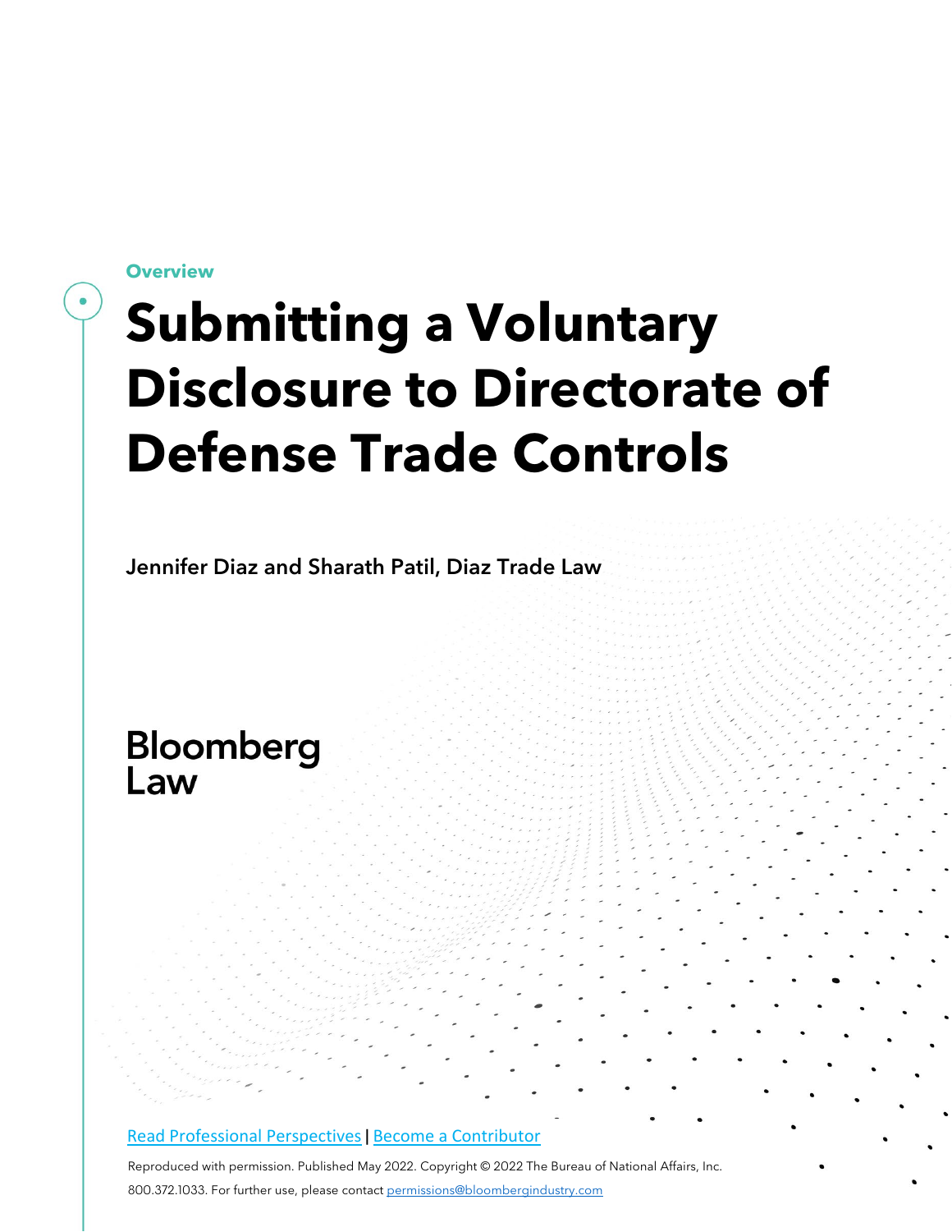**Overview**

# Submitting a Voluntary Disclosure to Directorate of Defense Trade Controls

Jennifer Diaz and Sharath Patil, Diaz Trade Law

Bloomberg Law

[Read Professional Perspectives](#) | [Become a Contributor](#)

Reproduced with permission. Published May 2022. Copyright © 2022 The Bureau of National Affairs, Inc. 800.372.1033. For further use, please contact [permissions@bloombergindustry.com](mailto:permissions@bloombergindustry.com)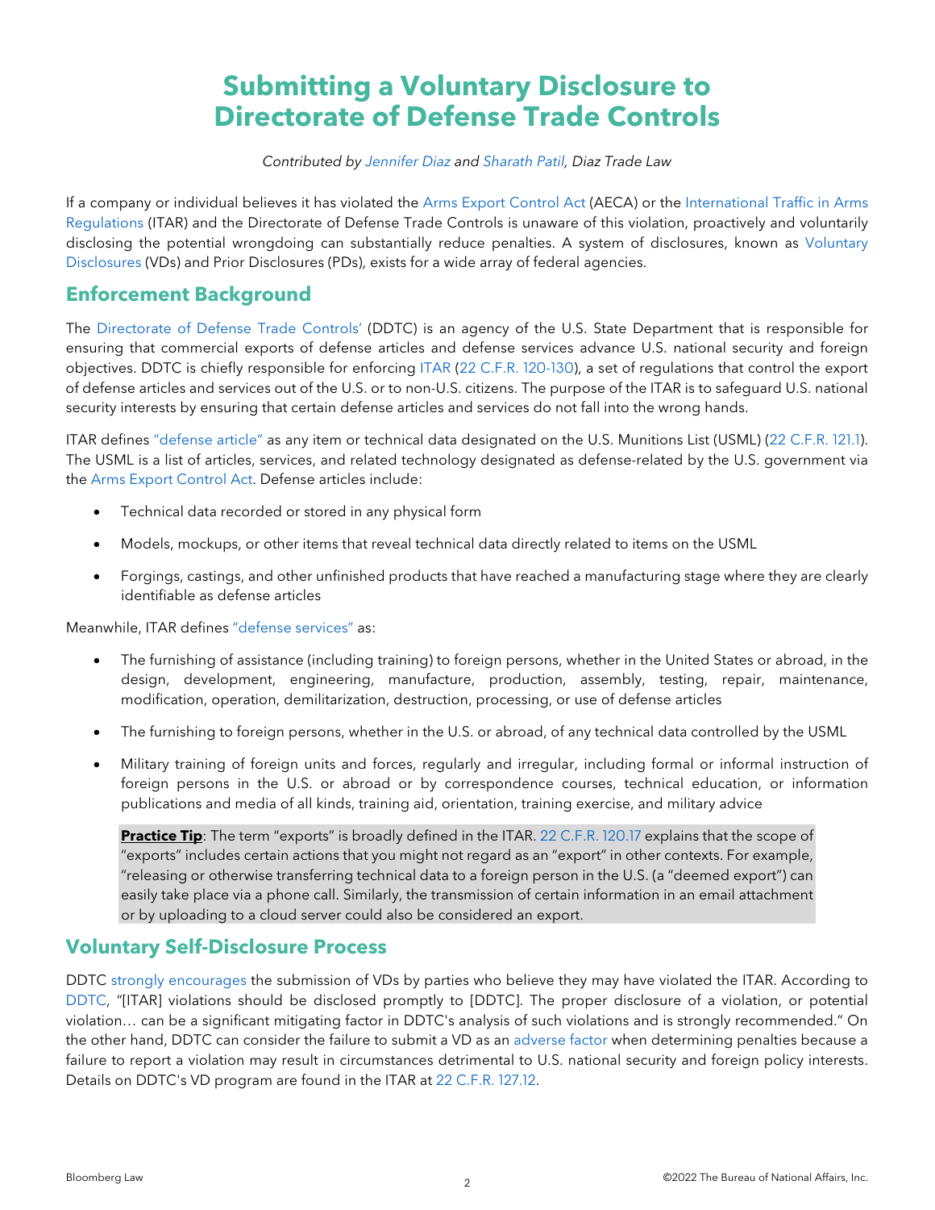# Submitting a Voluntary Disclosure to Directorate of Defense Trade Controls

*Contributed by Jennifer Diaz and Sharath Patil, Diaz Trade Law*

If a company or individual believes it has violated the Arms Export Control Act (AECA) or the International Traffic in Arms Regulations (ITAR) and the Directorate of Defense Trade Controls is unaware of this violation, proactively and voluntarily disclosing the potential wrongdoing can substantially reduce penalties. A system of disclosures, known as Voluntary Disclosures (VDs) and Prior Disclosures (PDs), exists for a wide array of federal agencies.

## Enforcement Background

The Directorate of Defense Trade Controls' (DDTC) is an agency of the U.S. State Department that is responsible for ensuring that commercial exports of defense articles and defense services advance U.S. national security and foreign objectives. DDTC is chiefly responsible for enforcing ITAR (22 C.F.R. 120-130), a set of regulations that control the export of defense articles and services out of the U.S. or to non-U.S. citizens. The purpose of the ITAR is to safeguard U.S. national security interests by ensuring that certain defense articles and services do not fall into the wrong hands.

ITAR defines "defense article" as any item or technical data designated on the U.S. Munitions List (USML) (22 C.F.R. 121.1). The USML is a list of articles, services, and related technology designated as defense-related by the U.S. government via the Arms Export Control Act. Defense articles include:

- Technical data recorded or stored in any physical form
- Models, mockups, or other items that reveal technical data directly related to items on the USML
- Forgings, castings, and other unfinished products that have reached a manufacturing stage where they are clearly identifiable as defense articles

Meanwhile, ITAR defines "defense services" as:

- The furnishing of assistance (including training) to foreign persons, whether in the United States or abroad, in the design, development, engineering, manufacture, production, assembly, testing, repair, maintenance, modification, operation, demilitarization, destruction, processing, or use of defense articles
- The furnishing to foreign persons, whether in the U.S. or abroad, of any technical data controlled by the USML
- Military training of foreign units and forces, regularly and irregular, including formal or informal instruction of foreign persons in the U.S. or abroad or by correspondence courses, technical education, or information publications and media of all kinds, training aid, orientation, training exercise, and military advice

> **Practice Tip**: The term "exports" is broadly defined in the ITAR. 22 C.F.R. 120.17 explains that the scope of "exports" includes certain actions that you might not regard as an "export" in other contexts. For example, "releasing or otherwise transferring technical data to a foreign person in the U.S. (a "deemed export") can easily take place via a phone call. Similarly, the transmission of certain information in an email attachment or by uploading to a cloud server could also be considered an export.

## Voluntary Self-Disclosure Process

DDTC strongly encourages the submission of VDs by parties who believe they may have violated the ITAR. According to DDTC, "[ITAR] violations should be disclosed promptly to [DDTC]. The proper disclosure of a violation, or potential violation… can be a significant mitigating factor in DDTC's analysis of such violations and is strongly recommended." On the other hand, DDTC can consider the failure to submit a VD as an adverse factor when determining penalties because a failure to report a violation may result in circumstances detrimental to U.S. national security and foreign policy interests. Details on DDTC's VD program are found in the ITAR at 22 C.F.R. 127.12.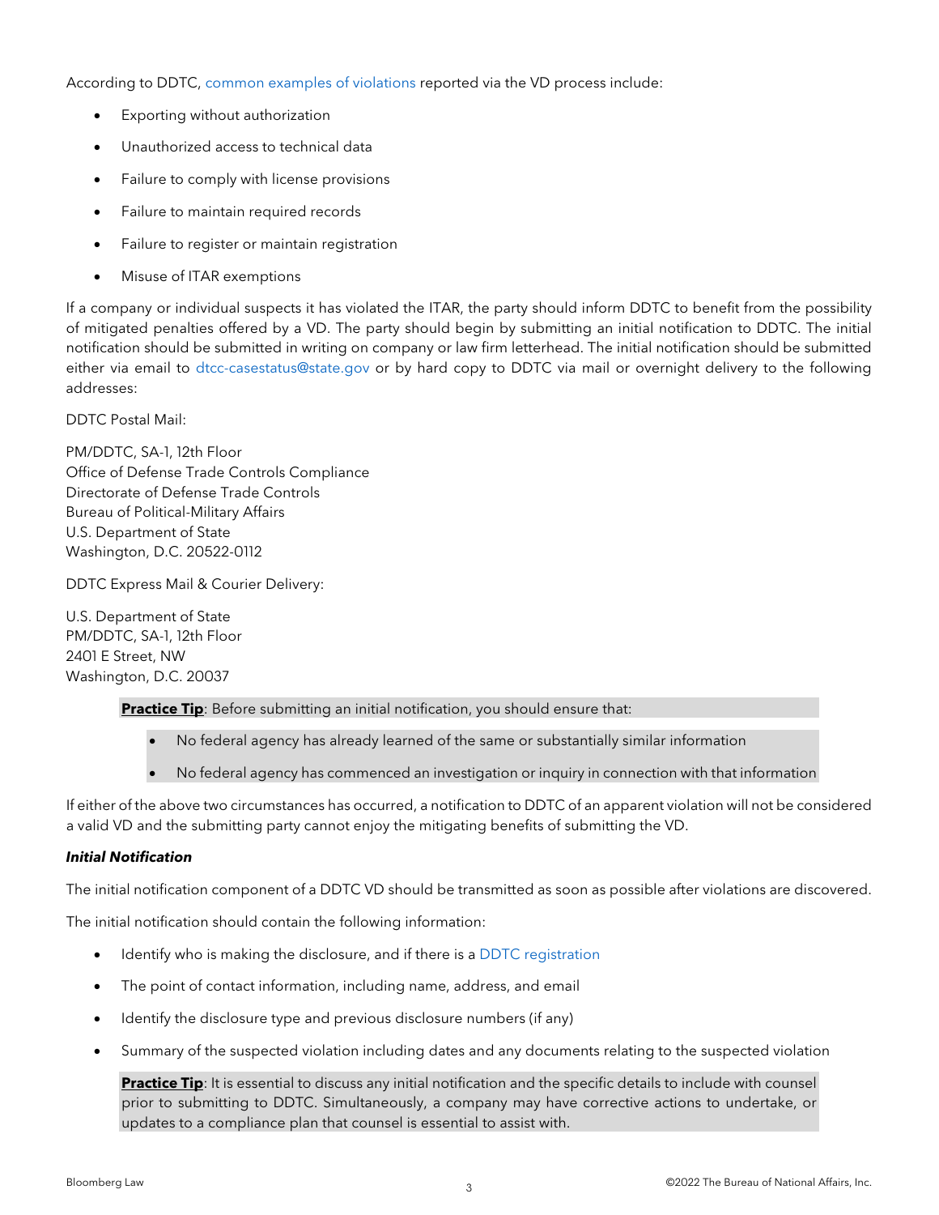According to DDTC, common examples of violations reported via the VD process include:

- Exporting without authorization
- Unauthorized access to technical data
- Failure to comply with license provisions
- Failure to maintain required records
- Failure to register or maintain registration
- Misuse of ITAR exemptions

If a company or individual suspects it has violated the ITAR, the party should inform DDTC to benefit from the possibility of mitigated penalties offered by a VD. The party should begin by submitting an initial notification to DDTC. The initial notification should be submitted in writing on company or law firm letterhead. The initial notification should be submitted either via email to dtcc-casestatus@state.gov or by hard copy to DDTC via mail or overnight delivery to the following addresses:

DDTC Postal Mail:

PM/DDTC, SA-1, 12th Floor
Office of Defense Trade Controls Compliance
Directorate of Defense Trade Controls
Bureau of Political-Military Affairs
U.S. Department of State
Washington, D.C. 20522-0112

DDTC Express Mail & Courier Delivery:

U.S. Department of State
PM/DDTC, SA-1, 12th Floor
2401 E Street, NW
Washington, D.C. 20037

> **Practice Tip**: Before submitting an initial notification, you should ensure that:
>
> - No federal agency has already learned of the same or substantially similar information
> - No federal agency has commenced an investigation or inquiry in connection with that information

If either of the above two circumstances has occurred, a notification to DDTC of an apparent violation will not be considered a valid VD and the submitting party cannot enjoy the mitigating benefits of submitting the VD.

***Initial Notification***

The initial notification component of a DDTC VD should be transmitted as soon as possible after violations are discovered.

The initial notification should contain the following information:

- Identify who is making the disclosure, and if there is a DDTC registration
- The point of contact information, including name, address, and email
- Identify the disclosure type and previous disclosure numbers (if any)
- Summary of the suspected violation including dates and any documents relating to the suspected violation

> **Practice Tip**: It is essential to discuss any initial notification and the specific details to include with counsel prior to submitting to DDTC. Simultaneously, a company may have corrective actions to undertake, or updates to a compliance plan that counsel is essential to assist with.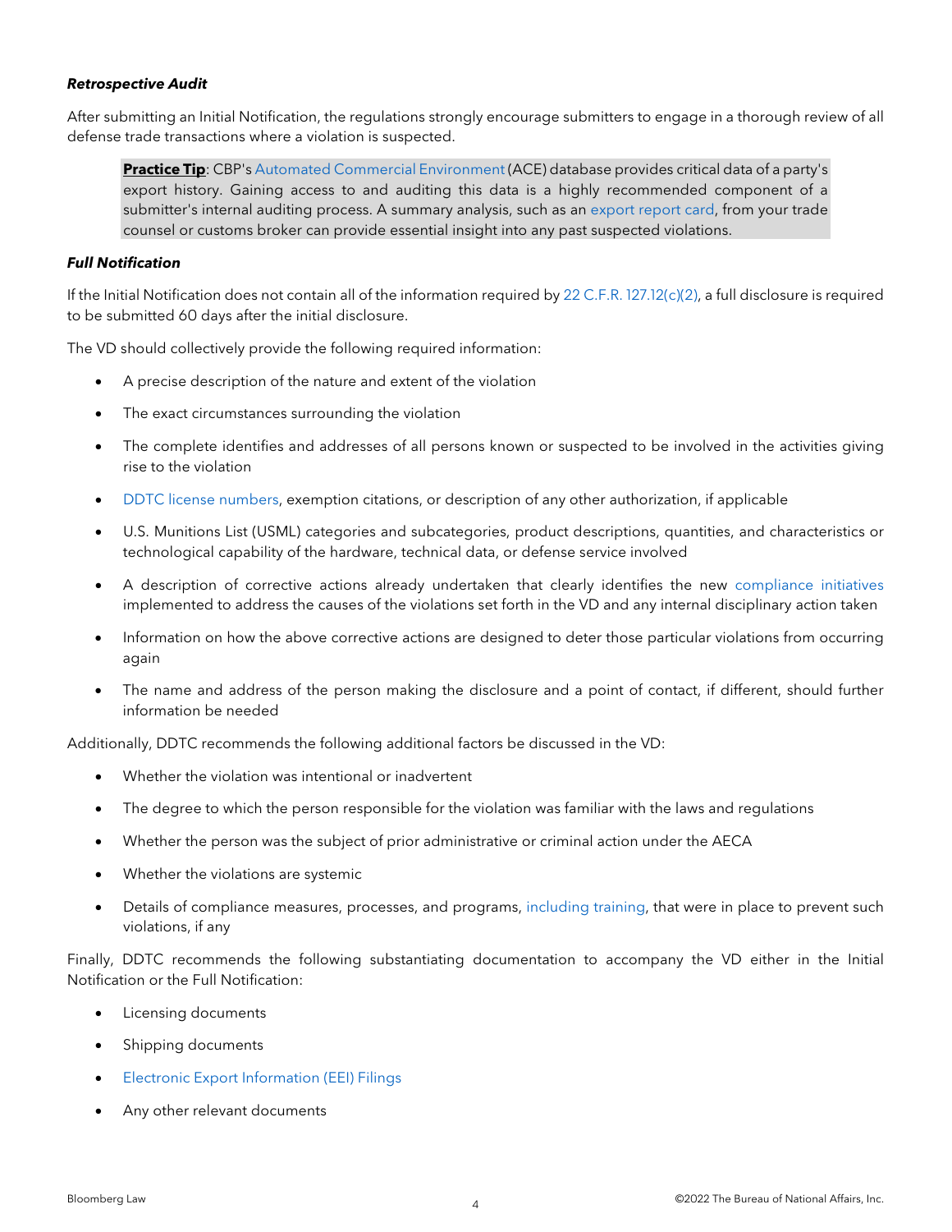***Retrospective Audit***

After submitting an Initial Notification, the regulations strongly encourage submitters to engage in a thorough review of all defense trade transactions where a violation is suspected.

> **Practice Tip**: CBP's Automated Commercial Environment (ACE) database provides critical data of a party's export history. Gaining access to and auditing this data is a highly recommended component of a submitter's internal auditing process. A summary analysis, such as an export report card, from your trade counsel or customs broker can provide essential insight into any past suspected violations.

***Full Notification***

If the Initial Notification does not contain all of the information required by 22 C.F.R. 127.12(c)(2), a full disclosure is required to be submitted 60 days after the initial disclosure.

The VD should collectively provide the following required information:

- A precise description of the nature and extent of the violation
- The exact circumstances surrounding the violation
- The complete identifies and addresses of all persons known or suspected to be involved in the activities giving rise to the violation
- DDTC license numbers, exemption citations, or description of any other authorization, if applicable
- U.S. Munitions List (USML) categories and subcategories, product descriptions, quantities, and characteristics or technological capability of the hardware, technical data, or defense service involved
- A description of corrective actions already undertaken that clearly identifies the new compliance initiatives implemented to address the causes of the violations set forth in the VD and any internal disciplinary action taken
- Information on how the above corrective actions are designed to deter those particular violations from occurring again
- The name and address of the person making the disclosure and a point of contact, if different, should further information be needed

Additionally, DDTC recommends the following additional factors be discussed in the VD:

- Whether the violation was intentional or inadvertent
- The degree to which the person responsible for the violation was familiar with the laws and regulations
- Whether the person was the subject of prior administrative or criminal action under the AECA
- Whether the violations are systemic
- Details of compliance measures, processes, and programs, including training, that were in place to prevent such violations, if any

Finally, DDTC recommends the following substantiating documentation to accompany the VD either in the Initial Notification or the Full Notification:

- Licensing documents
- Shipping documents
- Electronic Export Information (EEI) Filings
- Any other relevant documents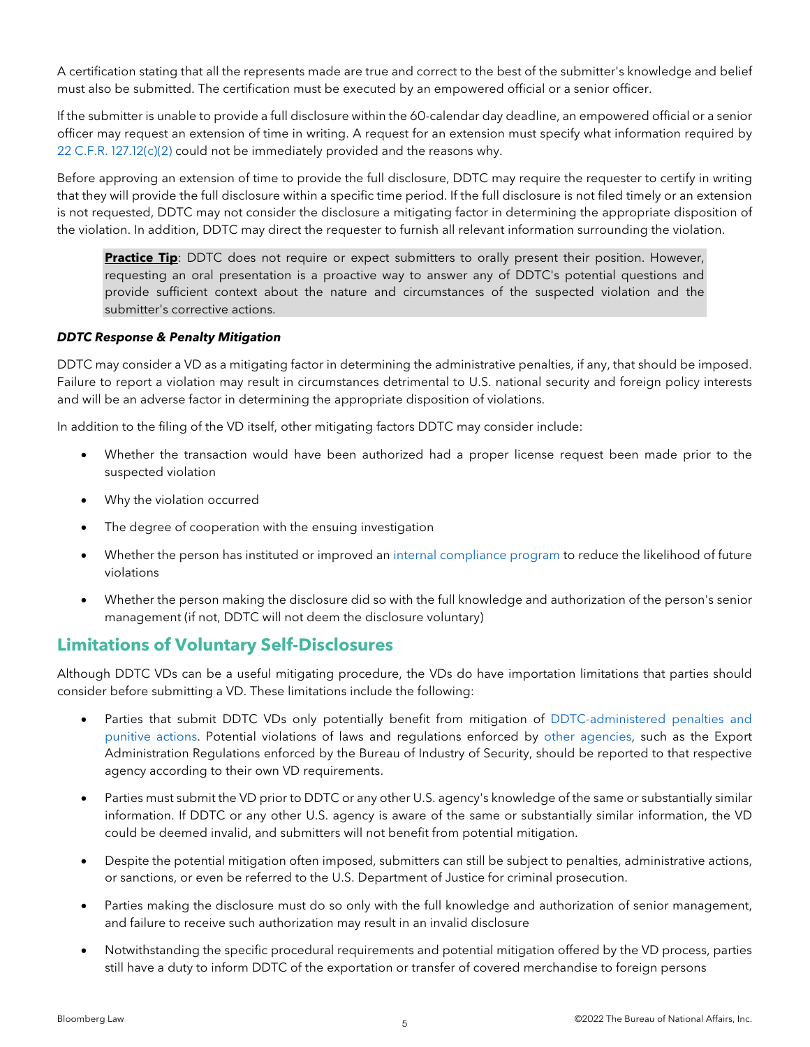A certification stating that all the represents made are true and correct to the best of the submitter's knowledge and belief must also be submitted. The certification must be executed by an empowered official or a senior officer.

If the submitter is unable to provide a full disclosure within the 60-calendar day deadline, an empowered official or a senior officer may request an extension of time in writing. A request for an extension must specify what information required by 22 C.F.R. 127.12(c)(2) could not be immediately provided and the reasons why.

Before approving an extension of time to provide the full disclosure, DDTC may require the requester to certify in writing that they will provide the full disclosure within a specific time period. If the full disclosure is not filed timely or an extension is not requested, DDTC may not consider the disclosure a mitigating factor in determining the appropriate disposition of the violation. In addition, DDTC may direct the requester to furnish all relevant information surrounding the violation.

> **Practice Tip**: DDTC does not require or expect submitters to orally present their position. However, requesting an oral presentation is a proactive way to answer any of DDTC's potential questions and provide sufficient context about the nature and circumstances of the suspected violation and the submitter's corrective actions.

***DDTC Response & Penalty Mitigation***

DDTC may consider a VD as a mitigating factor in determining the administrative penalties, if any, that should be imposed. Failure to report a violation may result in circumstances detrimental to U.S. national security and foreign policy interests and will be an adverse factor in determining the appropriate disposition of violations.

In addition to the filing of the VD itself, other mitigating factors DDTC may consider include:

- Whether the transaction would have been authorized had a proper license request been made prior to the suspected violation
- Why the violation occurred
- The degree of cooperation with the ensuing investigation
- Whether the person has instituted or improved an internal compliance program to reduce the likelihood of future violations
- Whether the person making the disclosure did so with the full knowledge and authorization of the person's senior management (if not, DDTC will not deem the disclosure voluntary)

## Limitations of Voluntary Self-Disclosures

Although DDTC VDs can be a useful mitigating procedure, the VDs do have importation limitations that parties should consider before submitting a VD. These limitations include the following:

- Parties that submit DDTC VDs only potentially benefit from mitigation of DDTC-administered penalties and punitive actions. Potential violations of laws and regulations enforced by other agencies, such as the Export Administration Regulations enforced by the Bureau of Industry of Security, should be reported to that respective agency according to their own VD requirements.
- Parties must submit the VD prior to DDTC or any other U.S. agency's knowledge of the same or substantially similar information. If DDTC or any other U.S. agency is aware of the same or substantially similar information, the VD could be deemed invalid, and submitters will not benefit from potential mitigation.
- Despite the potential mitigation often imposed, submitters can still be subject to penalties, administrative actions, or sanctions, or even be referred to the U.S. Department of Justice for criminal prosecution.
- Parties making the disclosure must do so only with the full knowledge and authorization of senior management, and failure to receive such authorization may result in an invalid disclosure
- Notwithstanding the specific procedural requirements and potential mitigation offered by the VD process, parties still have a duty to inform DDTC of the exportation or transfer of covered merchandise to foreign persons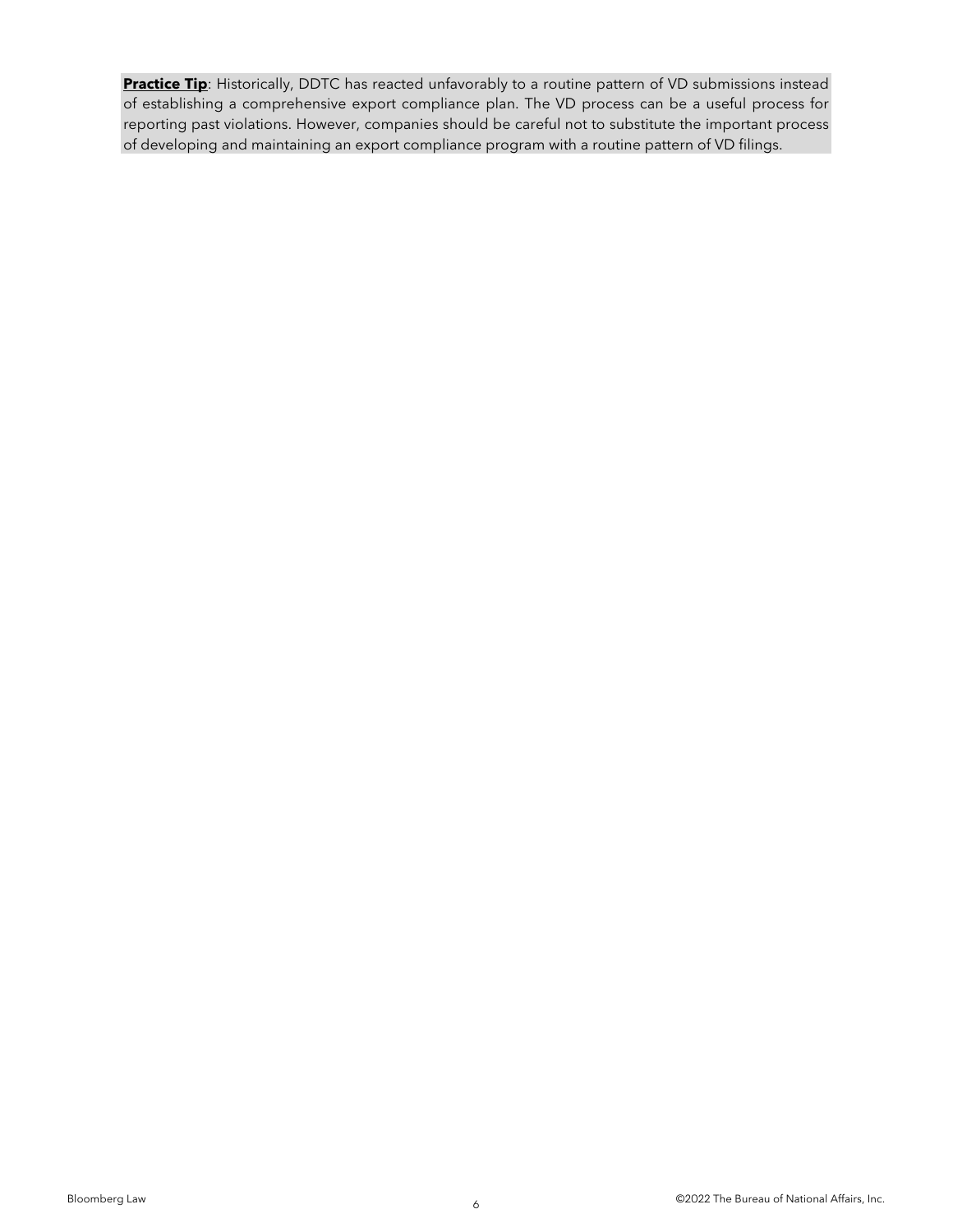**Practice Tip**: Historically, DDTC has reacted unfavorably to a routine pattern of VD submissions instead of establishing a comprehensive export compliance plan. The VD process can be a useful process for reporting past violations. However, companies should be careful not to substitute the important process of developing and maintaining an export compliance program with a routine pattern of VD filings.